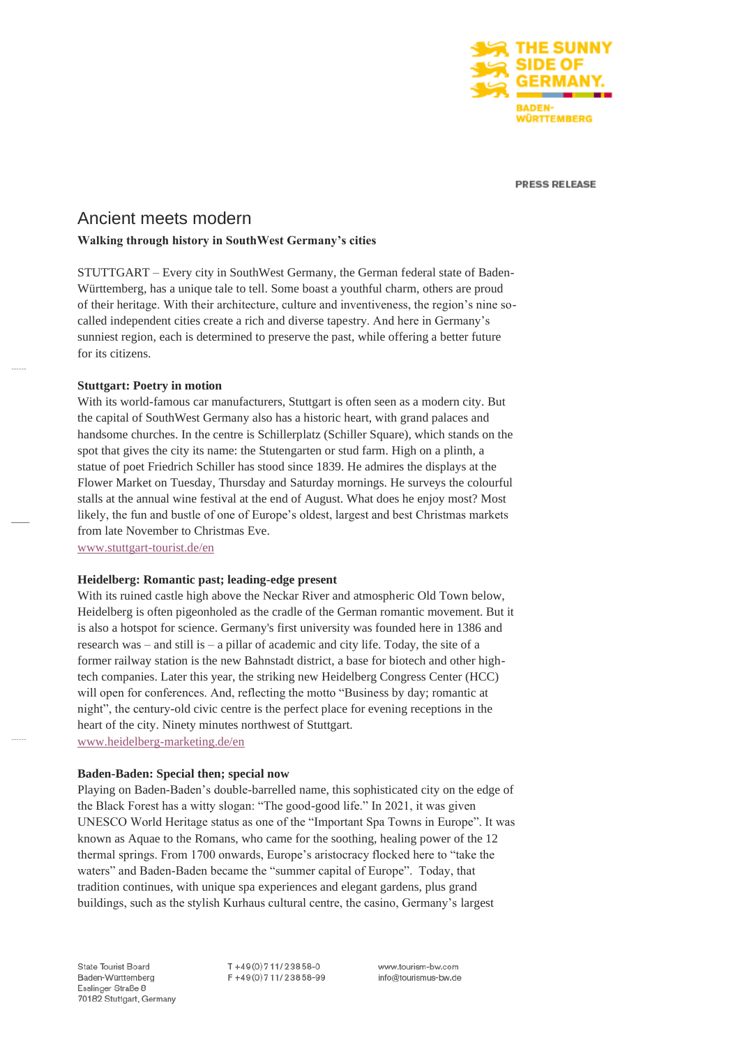THE SUNNY SIDE OF GERMANY.

BADEN-WÜRTTEMBERG

PRESS RELEASE

# Ancient meets modern

**Walking through history in SouthWest Germany's cities**

STUTTGART – Every city in SouthWest Germany, the German federal state of Baden-Württemberg, has a unique tale to tell. Some boast a youthful charm, others are proud of their heritage. With their architecture, culture and inventiveness, the region's nine so-called independent cities create a rich and diverse tapestry. And here in Germany's sunniest region, each is determined to preserve the past, while offering a better future for its citizens.

**Stuttgart: Poetry in motion**

With its world-famous car manufacturers, Stuttgart is often seen as a modern city. But the capital of SouthWest Germany also has a historic heart, with grand palaces and handsome churches. In the centre is Schillerplatz (Schiller Square), which stands on the spot that gives the city its name: the Stutengarten or stud farm. High on a plinth, a statue of poet Friedrich Schiller has stood since 1839. He admires the displays at the Flower Market on Tuesday, Thursday and Saturday mornings. He surveys the colourful stalls at the annual wine festival at the end of August. What does he enjoy most? Most likely, the fun and bustle of one of Europe's oldest, largest and best Christmas markets from late November to Christmas Eve.
www.stuttgart-tourist.de/en

**Heidelberg: Romantic past; leading-edge present**

With its ruined castle high above the Neckar River and atmospheric Old Town below, Heidelberg is often pigeonholed as the cradle of the German romantic movement. But it is also a hotspot for science. Germany's first university was founded here in 1386 and research was – and still is – a pillar of academic and city life. Today, the site of a former railway station is the new Bahnstadt district, a base for biotech and other high-tech companies. Later this year, the striking new Heidelberg Congress Center (HCC) will open for conferences. And, reflecting the motto "Business by day; romantic at night", the century-old civic centre is the perfect place for evening receptions in the heart of the city. Ninety minutes northwest of Stuttgart.
www.heidelberg-marketing.de/en

**Baden-Baden: Special then; special now**

Playing on Baden-Baden's double-barrelled name, this sophisticated city on the edge of the Black Forest has a witty slogan: "The good-good life." In 2021, it was given UNESCO World Heritage status as one of the "Important Spa Towns in Europe". It was known as Aquae to the Romans, who came for the soothing, healing power of the 12 thermal springs. From 1700 onwards, Europe's aristocracy flocked here to "take the waters" and Baden-Baden became the "summer capital of Europe". Today, that tradition continues, with unique spa experiences and elegant gardens, plus grand buildings, such as the stylish Kurhaus cultural centre, the casino, Germany's largest

State Tourist Board
Baden-Württemberg
Esslinger Straße 8
70182 Stuttgart, Germany

T +49(0)711/23858-0
F +49(0)711/23858-99

www.tourism-bw.com
info@tourismus-bw.de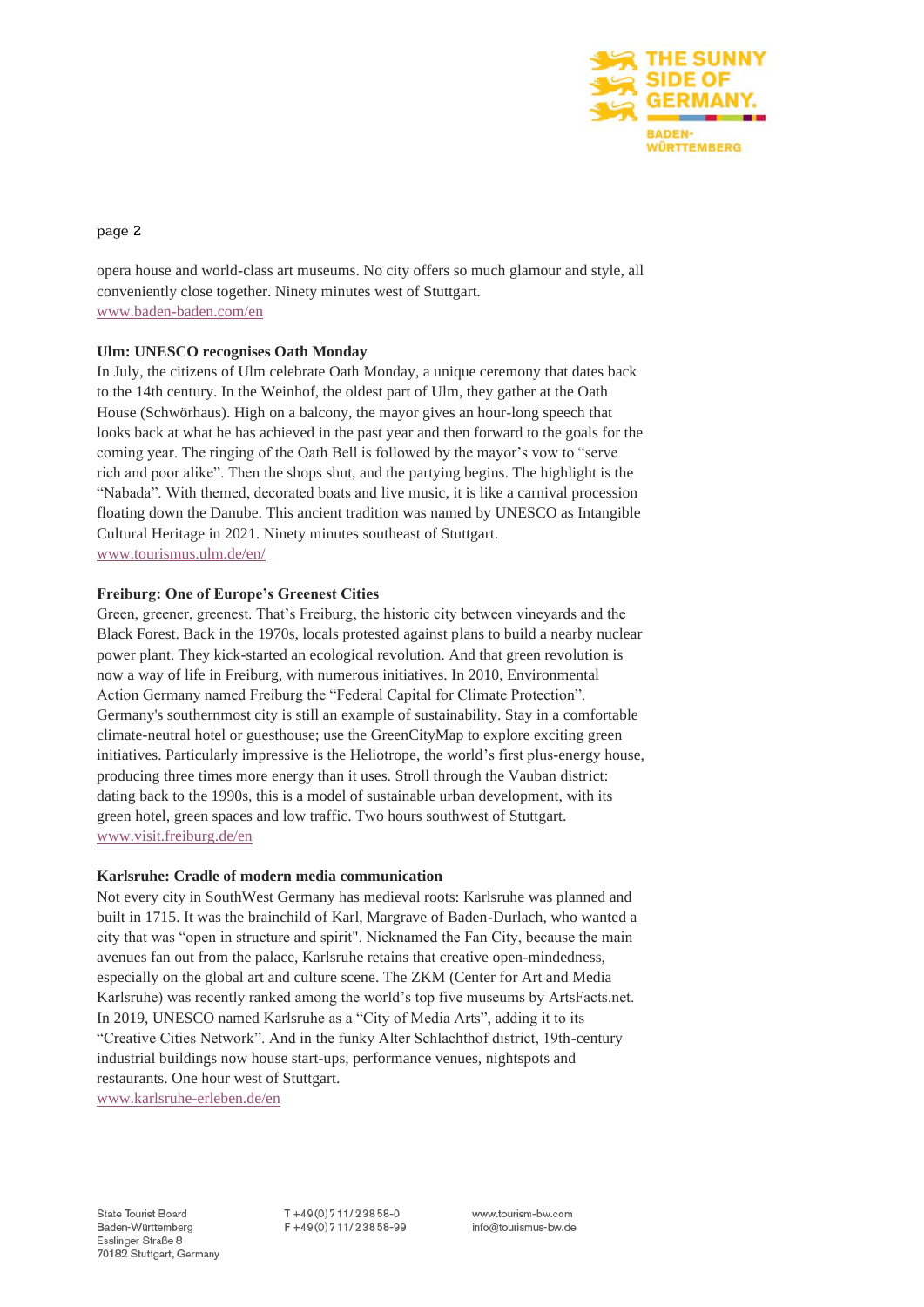opera house and world-class art museums. No city offers so much glamour and style, all conveniently close together. Ninety minutes west of Stuttgart.
www.baden-baden.com/en

**Ulm: UNESCO recognises Oath Monday**

In July, the citizens of Ulm celebrate Oath Monday, a unique ceremony that dates back to the 14th century. In the Weinhof, the oldest part of Ulm, they gather at the Oath House (Schwörhaus). High on a balcony, the mayor gives an hour-long speech that looks back at what he has achieved in the past year and then forward to the goals for the coming year. The ringing of the Oath Bell is followed by the mayor's vow to "serve rich and poor alike". Then the shops shut, and the partying begins. The highlight is the "Nabada". With themed, decorated boats and live music, it is like a carnival procession floating down the Danube. This ancient tradition was named by UNESCO as Intangible Cultural Heritage in 2021. Ninety minutes southeast of Stuttgart.
www.tourismus.ulm.de/en/

**Freiburg: One of Europe's Greenest Cities**

Green, greener, greenest. That's Freiburg, the historic city between vineyards and the Black Forest. Back in the 1970s, locals protested against plans to build a nearby nuclear power plant. They kick-started an ecological revolution. And that green revolution is now a way of life in Freiburg, with numerous initiatives. In 2010, Environmental Action Germany named Freiburg the "Federal Capital for Climate Protection". Germany's southernmost city is still an example of sustainability. Stay in a comfortable climate-neutral hotel or guesthouse; use the GreenCityMap to explore exciting green initiatives. Particularly impressive is the Heliotrope, the world's first plus-energy house, producing three times more energy than it uses. Stroll through the Vauban district: dating back to the 1990s, this is a model of sustainable urban development, with its green hotel, green spaces and low traffic. Two hours southwest of Stuttgart.
www.visit.freiburg.de/en

**Karlsruhe: Cradle of modern media communication**

Not every city in SouthWest Germany has medieval roots: Karlsruhe was planned and built in 1715. It was the brainchild of Karl, Margrave of Baden-Durlach, who wanted a city that was "open in structure and spirit". Nicknamed the Fan City, because the main avenues fan out from the palace, Karlsruhe retains that creative open-mindedness, especially on the global art and culture scene. The ZKM (Center for Art and Media Karlsruhe) was recently ranked among the world's top five museums by ArtsFacts.net. In 2019, UNESCO named Karlsruhe as a "City of Media Arts", adding it to its "Creative Cities Network". And in the funky Alter Schlachthof district, 19th-century industrial buildings now house start-ups, performance venues, nightspots and restaurants. One hour west of Stuttgart.
www.karlsruhe-erleben.de/en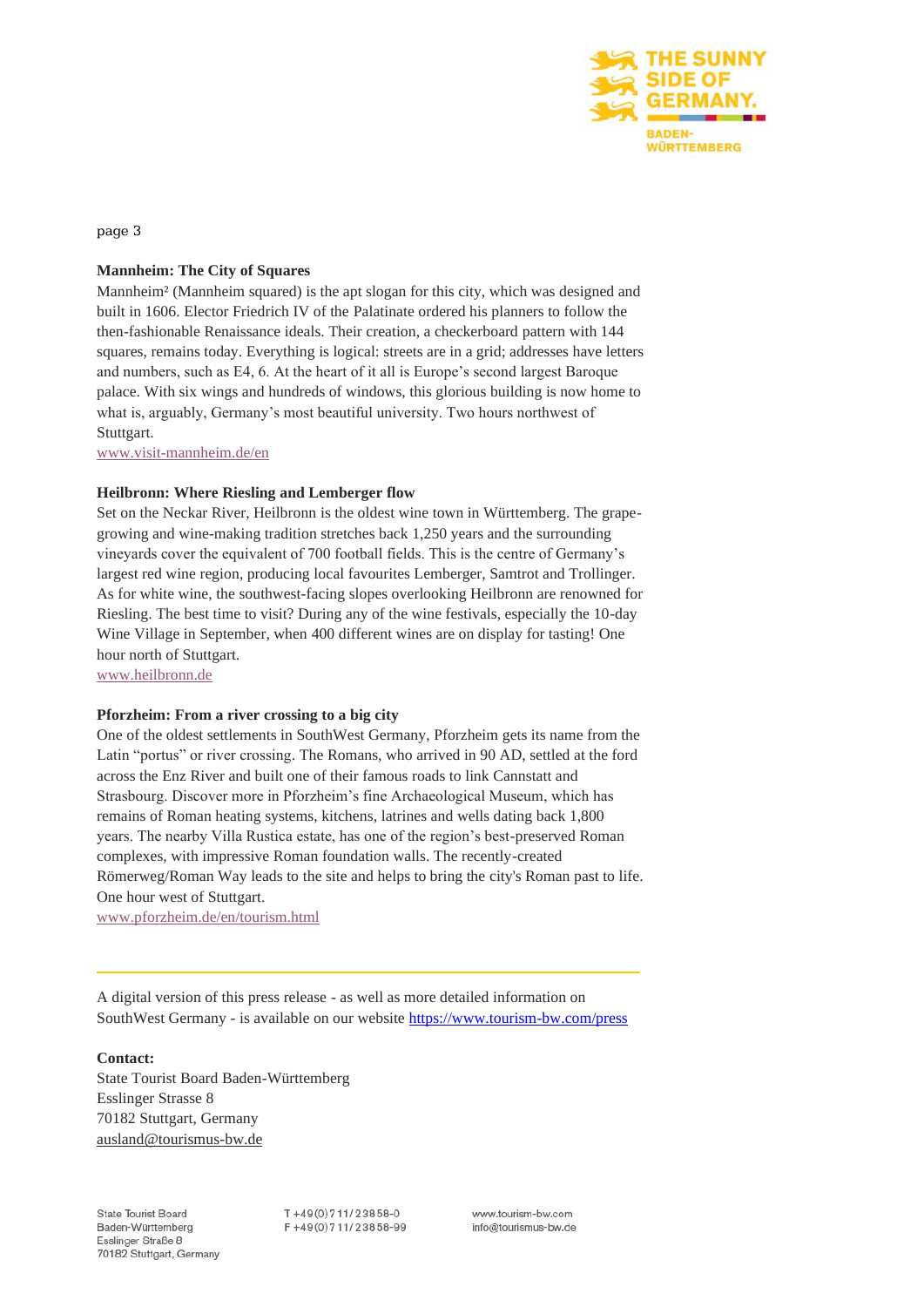**Mannheim: The City of Squares**

Mannheim² (Mannheim squared) is the apt slogan for this city, which was designed and built in 1606. Elector Friedrich IV of the Palatinate ordered his planners to follow the then-fashionable Renaissance ideals. Their creation, a checkerboard pattern with 144 squares, remains today. Everything is logical: streets are in a grid; addresses have letters and numbers, such as E4, 6. At the heart of it all is Europe's second largest Baroque palace. With six wings and hundreds of windows, this glorious building is now home to what is, arguably, Germany's most beautiful university. Two hours northwest of Stuttgart.
www.visit-mannheim.de/en

**Heilbronn: Where Riesling and Lemberger flow**

Set on the Neckar River, Heilbronn is the oldest wine town in Württemberg. The grape-growing and wine-making tradition stretches back 1,250 years and the surrounding vineyards cover the equivalent of 700 football fields. This is the centre of Germany's largest red wine region, producing local favourites Lemberger, Samtrot and Trollinger. As for white wine, the southwest-facing slopes overlooking Heilbronn are renowned for Riesling. The best time to visit? During any of the wine festivals, especially the 10-day Wine Village in September, when 400 different wines are on display for tasting! One hour north of Stuttgart.
www.heilbronn.de

**Pforzheim: From a river crossing to a big city**

One of the oldest settlements in SouthWest Germany, Pforzheim gets its name from the Latin "portus" or river crossing. The Romans, who arrived in 90 AD, settled at the ford across the Enz River and built one of their famous roads to link Cannstatt and Strasbourg. Discover more in Pforzheim's fine Archaeological Museum, which has remains of Roman heating systems, kitchens, latrines and wells dating back 1,800 years. The nearby Villa Rustica estate, has one of the region's best-preserved Roman complexes, with impressive Roman foundation walls. The recently-created Römerweg/Roman Way leads to the site and helps to bring the city's Roman past to life. One hour west of Stuttgart.
www.pforzheim.de/en/tourism.html

---

A digital version of this press release - as well as more detailed information on SouthWest Germany - is available on our website https://www.tourism-bw.com/press

**Contact:**
State Tourist Board Baden-Württemberg
Esslinger Strasse 8
70182 Stuttgart, Germany
ausland@tourismus-bw.de